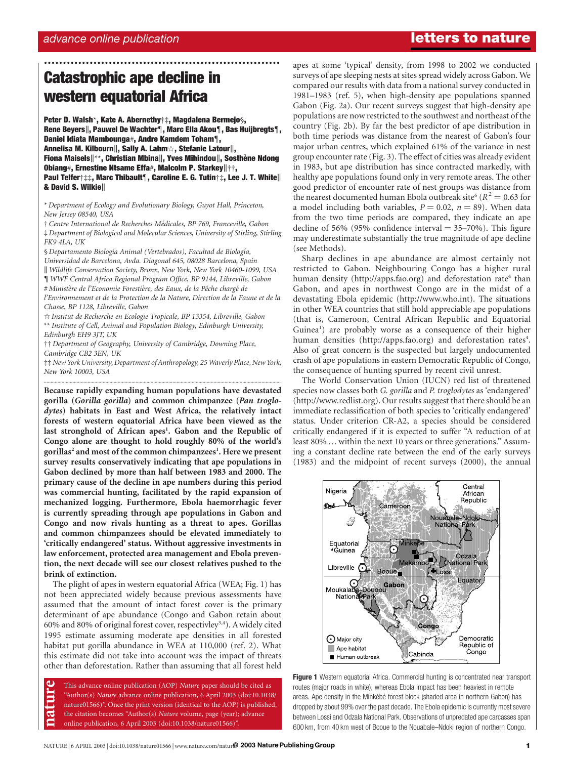# Catastrophic ape decline in western equatorial Africa

**Peter D. Walsh*, Kate A. Abernethy†‡, Magdalena Bermejo§, Rene Beyers||, Pauwel De Wachter¶, Marc Ella Akou¶, Bas Huijbregts¶, Daniel Idiata Mambounga#, Andre Kamdem Toham¶, Annelisa M. Kilbourn||, Sally A. Lahm☆, Stefanie Latour||, Fiona Maisels||**, Christian Mbina||, Yves Mihindou||, Sosthène Ndong Obiang#, Ernestine Ntsame Effa#, Malcolm P. Starkey||††, Paul Telfer†‡‡, Marc Thibault¶, Caroline E. G. Tutin†‡, Lee J. T. White|| & David S. Wilkie||**

\* *Department of Ecology and Evolutionary Biology, Guyot Hall, Princeton, New Jersey 08540, USA*

† *Centre International de Recherches Médicales, BP 769, Franceville, Gabon*

‡ *Department of Biological and Molecular Sciences, University of Stirling, Stirling FK9 4LA, UK*

§ *Departamento Biología Animal (Vertebrados), Facultad de Biología, Universidad de Barcelona, Avda. Diagonal 645, 08028 Barcelona, Spain*

|| *Wildlife Conservation Society, Bronx, New York, New York 10460-1099, USA*

¶ *WWF Central Africa Regional Program Office, BP 9144, Libreville, Gabon*

\# *Ministère de l'Economie Forestière, des Eaux, de la Pêche chargé de l'Environnement et de la Protection de la Nature, Direction de la Faune et de la Chasse, BP 1128, Libreville, Gabon*

☆ *Institut de Recherche en Ecologie Tropicale, BP 13354, Libreville, Gabon*

\*\* *Institute of Cell, Animal and Population Biology, Edinburgh University, Edinburgh EH9 3JT, UK*

†† *Department of Geography, University of Cambridge, Downing Place, Cambridge CB2 3EN, UK*

‡‡ *New York University, Department of Anthropology, 25 Waverly Place, New York, New York 10003, USA*

**Because rapidly expanding human populations have devastated gorilla (*Gorilla gorilla*) and common chimpanzee (*Pan troglodytes*) habitats in East and West Africa, the relatively intact forests of western equatorial Africa have been viewed as the last stronghold of African apes[1]. Gabon and the Republic of Congo alone are thought to hold roughly 80% of the world's gorillas[2] and most of the common chimpanzees[1]. Here we present survey results conservatively indicating that ape populations in Gabon declined by more than half between 1983 and 2000. The primary cause of the decline in ape numbers during this period was commercial hunting, facilitated by the rapid expansion of mechanized logging. Furthermore, Ebola haemorrhagic fever is currently spreading through ape populations in Gabon and Congo and now rivals hunting as a threat to apes. Gorillas and common chimpanzees should be elevated immediately to 'critically endangered' status. Without aggressive investments in law enforcement, protected area management and Ebola prevention, the next decade will see our closest relatives pushed to the brink of extinction.**

The plight of apes in western equatorial Africa (WEA; Fig. 1) has not been appreciated widely because previous assessments have assumed that the amount of intact forest cover is the primary determinant of ape abundance (Congo and Gabon retain about 60% and 80% of original forest cover, respectivley[3,4]). A widely cited 1995 estimate assuming moderate ape densities in all forested habitat put gorilla abundance in WEA at 110,000 (ref. 2). What this estimate did not take into account was the impact of threats other than deforestation. Rather than assuming that all forest held apes at some 'typical' density, from 1998 to 2002 we conducted surveys of ape sleeping nests at sites spread widely across Gabon. We compared our results with data from a national survey conducted in 1981–1983 (ref. 5), when high-density ape populations spanned Gabon (Fig. 2a). Our recent surveys suggest that high-density ape populations are now restricted to the southwest and northeast of the country (Fig. 2b). By far the best predictor of ape distribution in both time periods was distance from the nearest of Gabon's four major urban centres, which explained 61% of the variance in nest group encounter rate (Fig. 3). The effect of cities was already evident in 1983, but ape distribution has since contracted markedly, with healthy ape populations found only in very remote areas. The other good predictor of encounter rate of nest groups was distance from the nearest documented human Ebola outbreak site[6] ($R^2 = 0.63$ for a model including both variables, $P = 0.02$, $n = 89$). When data from the two time periods are compared, they indicate an ape decline of 56% (95% confidence interval = 35–70%). This figure may underestimate substantially the true magnitude of ape decline (see Methods).

Sharp declines in ape abundance are almost certainly not restricted to Gabon. Neighbouring Congo has a higher rural human density (http://apps.fao.org) and deforestation rate[4] than Gabon, and apes in northwest Congo are in the midst of a devastating Ebola epidemic (http://www.who.int). The situations in other WEA countries that still hold appreciable ape populations (that is, Cameroon, Central African Republic and Equatorial Guinea[1]) are probably worse as a consequence of their higher human densities (http://apps.fao.org) and deforestation rates[4]. Also of great concern is the suspected but largely undocumented crash of ape populations in eastern Democratic Republic of Congo, the consequence of hunting spurred by recent civil unrest.

The World Conservation Union (IUCN) red list of threatened species now classes both *G. gorilla* and *P. troglodytes* as 'endangered' (http://www.redlist.org). Our results suggest that there should be an immediate reclassification of both species to 'critically endangered' status. Under criterion CR-A2, a species should be considered critically endangered if it is expected to suffer "A reduction of at least 80% … within the next 10 years or three generations." Assuming a constant decline rate between the end of the early surveys (1983) and the midpoint of recent surveys (2000), the annual

**Figure 1** Western equatorial Africa. Commercial hunting is concentrated near transport routes (major roads in white), whereas Ebola impact has been heaviest in remote areas. Ape density in the Minkébé forest block (shaded area in northern Gabon) has dropped by about 99% over the past decade. The Ebola epidemic is currently most severe between Lossi and Odzala National Park. Observations of unpredated ape carcasses span 600 km, from 40 km west of Booue to the Nouabale–Ndoki region of northern Congo.

This advance online publication (AOP) *Nature* paper should be cited as "Author(s) *Nature* advance online publication, 6 April 2003 (doi:10.1038/nature01566)". Once the print version (identical to the AOP) is published, the citation becomes "Author(s) *Nature* volume, page (year); advance online publication, 6 April 2003 (doi:10.1038/nature01566)".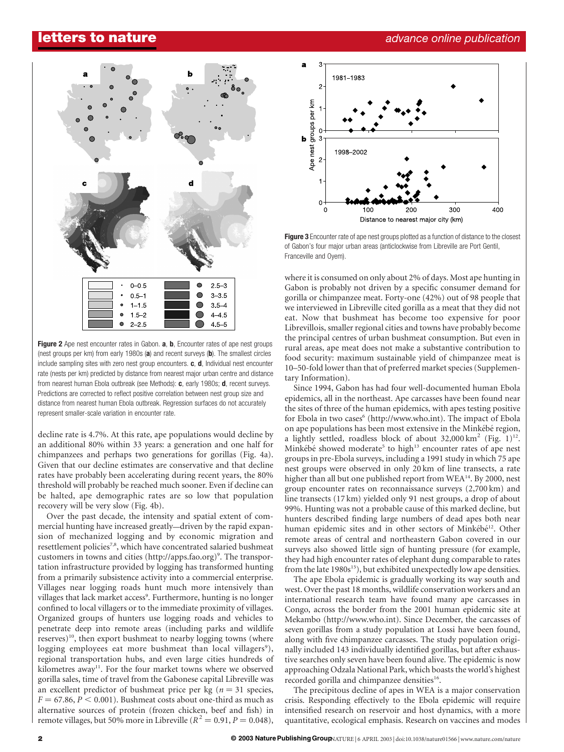**Figure 2** Ape nest encounter rates in Gabon. **a**, **b**, Encounter rates of ape nest groups (nest groups per km) from early 1980s (**a**) and recent surveys (**b**). The smallest circles include sampling sites with zero nest group encounters. **c**, **d**, Individual nest encounter rate (nests per km) predicted by distance from nearest major urban centre and distance from nearest human Ebola outbreak (see Methods): **c**, early 1980s; **d**, recent surveys. Predictions are corrected to reflect positive correlation between nest group size and distance from nearest human Ebola outbreak. Regression surfaces do not accurately represent smaller-scale variation in encounter rate.

**Figure 3** Encounter rate of ape nest groups plotted as a function of distance to the closest of Gabon's four major urban areas (anticlockwise from Libreville are Port Gentil, Franceville and Oyem).

decline rate is 4.7%. At this rate, ape populations would decline by an additional 80% within 33 years: a generation and one half for chimpanzees and perhaps two generations for gorillas (Fig. 4a). Given that our decline estimates are conservative and that decline rates have probably been accelerating during recent years, the 80% threshold will probably be reached much sooner. Even if decline can be halted, ape demographic rates are so low that population recovery will be very slow (Fig. 4b).

Over the past decade, the intensity and spatial extent of commercial hunting have increased greatly—driven by the rapid expansion of mechanized logging and by economic migration and resettlement policies[7,8], which have concentrated salaried bushmeat customers in towns and cities (http://apps.fao.org)[9]. The transportation infrastructure provided by logging has transformed hunting from a primarily subsistence activity into a commercial enterprise. Villages near logging roads hunt much more intensively than villages that lack market access[9]. Furthermore, hunting is no longer confined to local villagers or to the immediate proximity of villages. Organized groups of hunters use logging roads and vehicles to penetrate deep into remote areas (including parks and wildlife reserves)[10], then export bushmeat to nearby logging towns (where logging employees eat more bushmeat than local villagers[9]), regional transportation hubs, and even large cities hundreds of kilometres away[11]. For the four market towns where we observed gorilla sales, time of travel from the Gabonese capital Libreville was an excellent predictor of bushmeat price per kg ($n = 31$ species, $F = 67.86$, $P < 0.001$). Bushmeat costs about one-third as much as alternative sources of protein (frozen chicken, beef and fish) in remote villages, but 50% more in Libreville ($R^2 = 0.91$, $P = 0.048$), where it is consumed on only about 2% of days. Most ape hunting in Gabon is probably not driven by a specific consumer demand for gorilla or chimpanzee meat. Forty-one (42%) out of 98 people that we interviewed in Libreville cited gorilla as a meat that they did not eat. Now that bushmeat has become too expensive for poor Librevillois, smaller regional cities and towns have probably become the principal centres of urban bushmeat consumption. But even in rural areas, ape meat does not make a substantive contribution to food security: maximum sustainable yield of chimpanzee meat is 10–50-fold lower than that of preferred market species (Supplementary Information).

Since 1994, Gabon has had four well-documented human Ebola epidemics, all in the northeast. Ape carcasses have been found near the sites of three of the human epidemics, with apes testing positive for Ebola in two cases[6] (http://www.who.int). The impact of Ebola on ape populations has been most extensive in the Minkébé region, a lightly settled, roadless block of about 32,000 km² (Fig. 1)[12]. Minkébé showed moderate[5] to high[13] encounter rates of ape nest groups in pre-Ebola surveys, including a 1991 study in which 75 ape nest groups were observed in only 20 km of line transects, a rate higher than all but one published report from WEA[14]. By 2000, nest group encounter rates on reconnaissance surveys (2,700 km) and line transects (17 km) yielded only 91 nest groups, a drop of about 99%. Hunting was not a probable cause of this marked decline, but hunters described finding large numbers of dead apes both near human epidemic sites and in other sectors of Minkébé[12]. Other remote areas of central and northeastern Gabon covered in our surveys also showed little sign of hunting pressure (for example, they had high encounter rates of elephant dung comparable to rates from the late 1980s[15]), but exhibited unexpectedly low ape densities.

The ape Ebola epidemic is gradually working its way south and west. Over the past 18 months, wildlife conservation workers and an international research team have found many ape carcasses in Congo, across the border from the 2001 human epidemic site at Mekambo (http://www.who.int). Since December, the carcasses of seven gorillas from a study population at Lossi have been found, along with five chimpanzee carcasses. The study population originally included 143 individually identified gorillas, but after exhaustive searches only seven have been found alive. The epidemic is now approaching Odzala National Park, which boasts the world's highest recorded gorilla and chimpanzee densities[16].

The precipitous decline of apes in WEA is a major conservation crisis. Responding effectively to the Ebola epidemic will require intensified research on reservoir and host dynamics, with a more quantitative, ecological emphasis. Research on vaccines and modes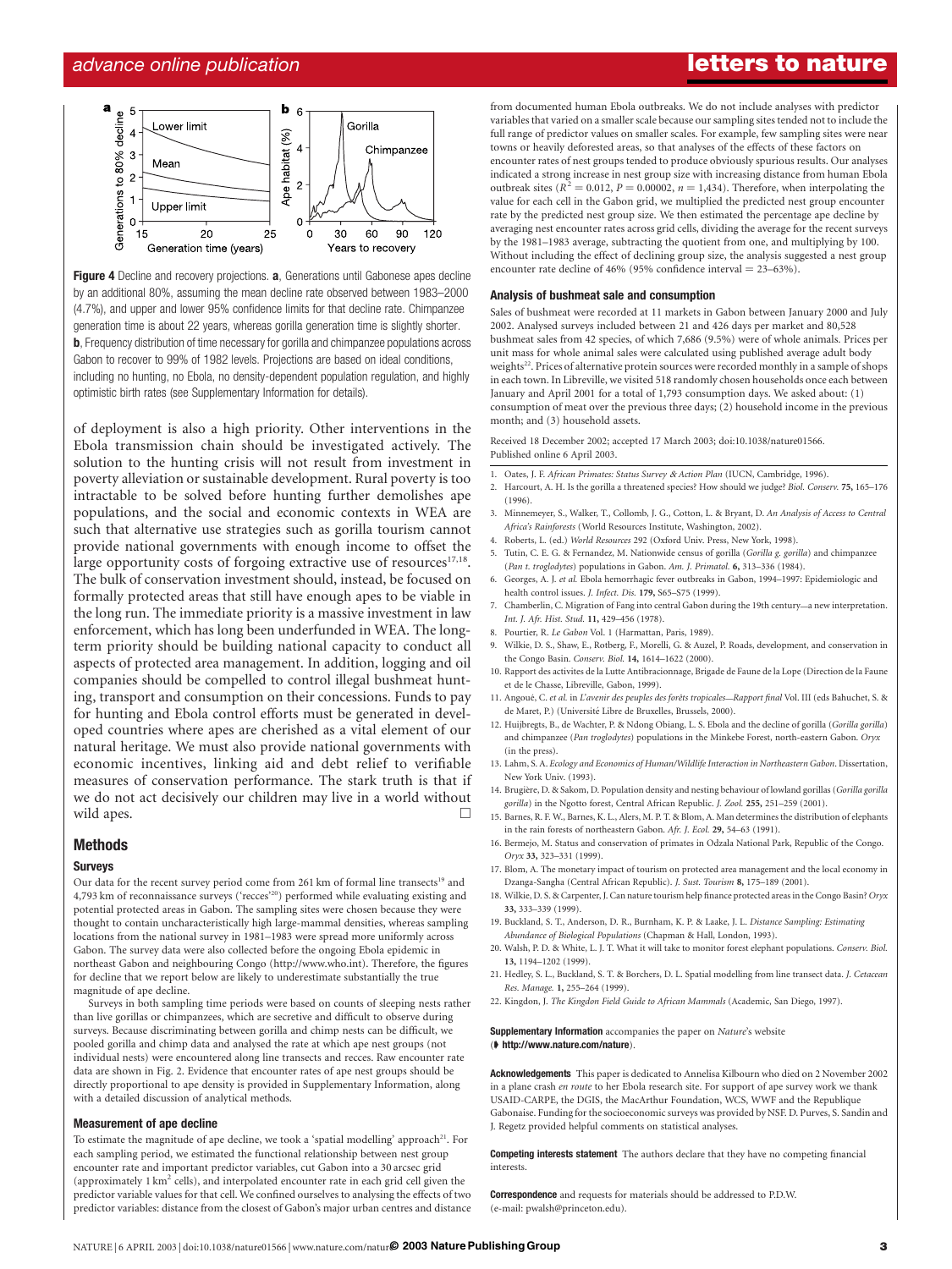a

Generations to 80% decline

5
4
3
2
1
0

Lower limit

Mean

Upper limit

15 20 25

Generation time (years)

b

Ape habitat (%)

6
4
2
0

Gorilla

Chimpanzee

0 30 60 90 120

Years to recovery

**Figure 4** Decline and recovery projections. **a**, Generations until Gabonese apes decline by an additional 80%, assuming the mean decline rate observed between 1983–2000 (4.7%), and upper and lower 95% confidence limits for that decline rate. Chimpanzee generation time is about 22 years, whereas gorilla generation time is slightly shorter. **b**, Frequency distribution of time necessary for gorilla and chimpanzee populations across Gabon to recover to 99% of 1982 levels. Projections are based on ideal conditions, including no hunting, no Ebola, no density-dependent population regulation, and highly optimistic birth rates (see Supplementary Information for details).

of deployment is also a high priority. Other interventions in the Ebola transmission chain should be investigated actively. The solution to the hunting crisis will not result from investment in poverty alleviation or sustainable development. Rural poverty is too intractable to be solved before hunting further demolishes ape populations, and the social and economic contexts in WEA are such that alternative use strategies such as gorilla tourism cannot provide national governments with enough income to offset the large opportunity costs of forgoing extractive use of resources[17,18]. The bulk of conservation investment should, instead, be focused on formally protected areas that still have enough apes to be viable in the long run. The immediate priority is a massive investment in law enforcement, which has long been underfunded in WEA. The long-term priority should be building national capacity to conduct all aspects of protected area management. In addition, logging and oil companies should be compelled to control illegal bushmeat hunting, transport and consumption on their concessions. Funds to pay for hunting and Ebola control efforts must be generated in developed countries where apes are cherished as a vital element of our natural heritage. We must also provide national governments with economic incentives, linking aid and debt relief to verifiable measures of conservation performance. The stark truth is that if we do not act decisively our children may live in a world without wild apes. □

## Methods

### Surveys

Our data for the recent survey period come from 261 km of formal line transects[19] and 4,793 km of reconnaissance surveys ('recces'[20]) performed while evaluating existing and potential protected areas in Gabon. The sampling sites were chosen because they were thought to contain uncharacteristically high large-mammal densities, whereas sampling locations from the national survey in 1981–1983 were spread more uniformly across Gabon. The survey data were also collected before the ongoing Ebola epidemic in northeast Gabon and neighbouring Congo (http://www.who.int). Therefore, the figures for decline that we report below are likely to underestimate substantially the true magnitude of ape decline.

Surveys in both sampling time periods were based on counts of sleeping nests rather than live gorillas or chimpanzees, which are secretive and difficult to observe during surveys. Because discriminating between gorilla and chimp nests can be difficult, we pooled gorilla and chimp data and analysed the rate at which ape nest groups (not individual nests) were encountered along line transects and recces. Raw encounter rate data are shown in Fig. 2. Evidence that encounter rates of ape nest groups should be directly proportional to ape density is provided in Supplementary Information, along with a detailed discussion of analytical methods.

### Measurement of ape decline

To estimate the magnitude of ape decline, we took a 'spatial modelling' approach[21]. For each sampling period, we estimated the functional relationship between nest group encounter rate and important predictor variables, cut Gabon into a 30 arcsec grid (approximately 1 km$^2$ cells), and interpolated encounter rate in each grid cell given the predictor variable values for that cell. We confined ourselves to analysing the effects of two predictor variables: distance from the closest of Gabon's major urban centres and distance from documented human Ebola outbreaks. We do not include analyses with predictor variables that varied on a smaller scale because our sampling sites tended not to include the full range of predictor values on smaller scales. For example, few sampling sites were near towns or heavily deforested areas, so that analyses of the effects of these factors on encounter rates of nest groups tended to produce obviously spurious results. Our analyses indicated a strong increase in nest group size with increasing distance from human Ebola outbreak sites ($R^2 = 0.012$, $P = 0.00002$, $n = 1,434$). Therefore, when interpolating the value for each cell in the Gabon grid, we multiplied the predicted nest group encounter rate by the predicted nest group size. We then estimated the percentage ape decline by averaging nest encounter rates across grid cells, dividing the average for the recent surveys by the 1981–1983 average, subtracting the quotient from one, and multiplying by 100. Without including the effect of declining group size, the analysis suggested a nest group encounter rate decline of 46% (95% confidence interval = 23–63%).

### Analysis of bushmeat sale and consumption

Sales of bushmeat were recorded at 11 markets in Gabon between January 2000 and July 2002. Analysed surveys included between 21 and 426 days per market and 80,528 bushmeat sales from 42 species, of which 7,686 (9.5%) were of whole animals. Prices per unit mass for whole animal sales were calculated using published average adult body weights[22]. Prices of alternative protein sources were recorded monthly in a sample of shops in each town. In Libreville, we visited 518 randomly chosen households once each between January and April 2001 for a total of 1,793 consumption days. We asked about: (1) consumption of meat over the previous three days; (2) household income in the previous month; and (3) household assets.

Received 18 December 2002; accepted 17 March 2003; doi:10.1038/nature01566.
Published online 6 April 2003.

1. Oates, J. F. *African Primates: Status Survey & Action Plan* (IUCN, Cambridge, 1996).
2. Harcourt, A. H. Is the gorilla a threatened species? How should we judge? *Biol. Conserv.* **75,** 165–176 (1996).
3. Minnemeyer, S., Walker, T., Collomb, J. G., Cotton, L. & Bryant, D. *An Analysis of Access to Central Africa's Rainforests* (World Resources Institute, Washington, 2002).
4. Roberts, L. (ed.) *World Resources* 292 (Oxford Univ. Press, New York, 1998).
5. Tutin, C. E. G. & Fernandez, M. Nationwide census of gorilla (*Gorilla g. gorilla*) and chimpanzee (*Pan t. troglodytes*) populations in Gabon. *Am. J. Primatol.* **6,** 313–336 (1984).
6. Georges, A. J. *et al.* Ebola hemorrhagic fever outbreaks in Gabon, 1994–1997: Epidemiologic and health control issues. *J. Infect. Dis.* **179,** S65–S75 (1999).
7. Chamberlin, C. Migration of Fang into central Gabon during the 19th century—a new interpretation. *Int. J. Afr. Hist. Stud.* **11,** 429–456 (1978).
8. Pourtier, R. *Le Gabon* Vol. 1 (Harmattan, Paris, 1989).
9. Wilkie, D. S., Shaw, E., Rotberg, F., Morelli, G. & Auzel, P. Roads, development, and conservation in the Congo Basin. *Conserv. Biol.* **14,** 1614–1622 (2000).
10. Rapport des activites de la Lutte Antibracionnage, Brigade de Faune de la Lope (Direction de la Faune et de le Chasse, Libreville, Gabon, 1999).
11. Angoué, C. *et al.* in *L'avenir des peuples des forêts tropicales—Rapport final* Vol. III (eds Bahuchet, S. & de Maret, P.) (Université Libre de Bruxelles, Brussels, 2000).
12. Huijbregts, B., de Wachter, P. & Ndong Obiang, L. S. Ebola and the decline of gorilla (*Gorilla gorilla*) and chimpanzee (*Pan troglodytes*) populations in the Minkebe Forest, north-eastern Gabon. *Oryx* (in the press).
13. Lahm, S. A. *Ecology and Economics of Human/Wildlife Interaction in Northeastern Gabon*. Dissertation, New York Univ. (1993).
14. Brugière, D. & Sakom, D. Population density and nesting behaviour of lowland gorillas (*Gorilla gorilla gorilla*) in the Ngotto forest, Central African Republic. *J. Zool.* **255,** 251–259 (2001).
15. Barnes, R. F. W., Barnes, K. L., Alers, M. P. T. & Blom, A. Man determines the distribution of elephants in the rain forests of northeastern Gabon. *Afr. J. Ecol.* **29,** 54–63 (1991).
16. Bermejo, M. Status and conservation of primates in Odzala National Park, Republic of the Congo. *Oryx* **33,** 323–331 (1999).
17. Blom, A. The monetary impact of tourism on protected area management and the local economy in Dzanga-Sangha (Central African Republic). *J. Sust. Tourism* **8,** 175–189 (2001).
18. Wilkie, D. S. & Carpenter, J. Can nature tourism help finance protected areas in the Congo Basin? *Oryx* **33,** 333–339 (1999).
19. Buckland, S. T., Anderson, D. R., Burnham, K. P. & Laake, J. L. *Distance Sampling: Estimating Abundance of Biological Populations* (Chapman & Hall, London, 1993).
20. Walsh, P. D. & White, L. J. T. What it will take to monitor forest elephant populations. *Conserv. Biol.* **13,** 1194–1202 (1999).
21. Hedley, S. L., Buckland, S. T. & Borchers, D. L. Spatial modelling from line transect data. *J. Cetacean Res. Manage.* **1,** 255–264 (1999).
22. Kingdon, J. *The Kingdon Field Guide to African Mammals* (Academic, San Diego, 1997).

**Supplementary Information** accompanies the paper on *Nature*'s website (**http://www.nature.com/nature**).

**Acknowledgements** This paper is dedicated to Annelisa Kilbourn who died on 2 November 2002 in a plane crash *en route* to her Ebola research site. For support of ape survey work we thank USAID-CARPE, the DGIS, the MacArthur Foundation, WCS, WWF and the Republique Gabonaise. Funding for the socioeconomic surveys was provided by NSF. D. Purves, S. Sandin and J. Regetz provided helpful comments on statistical analyses.

**Competing interests statement** The authors declare that they have no competing financial interests.

**Correspondence** and requests for materials should be addressed to P.D.W. (e-mail: pwalsh@princeton.edu).